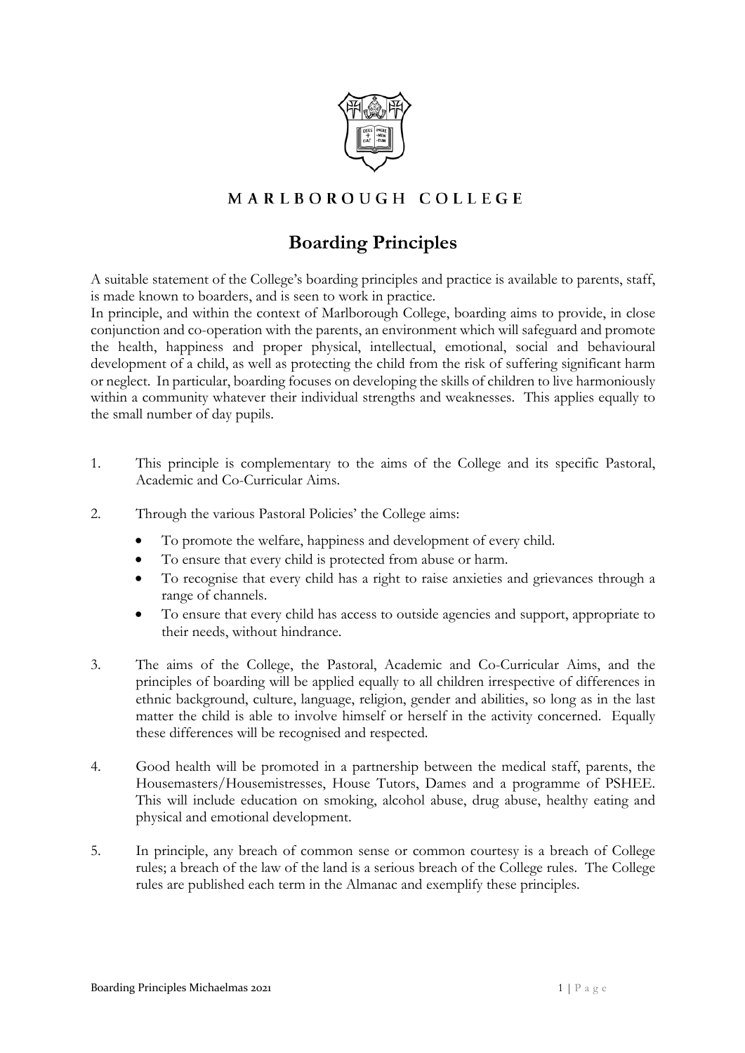MARLBOROUGH COLLEGE

# Boarding Principles

A suitable statement of the College's boarding principles and practice is available to parents, staff, is made known to boarders, and is seen to work in practice.
In principle, and within the context of Marlborough College, boarding aims to provide, in close conjunction and co-operation with the parents, an environment which will safeguard and promote the health, happiness and proper physical, intellectual, emotional, social and behavioural development of a child, as well as protecting the child from the risk of suffering significant harm or neglect. In particular, boarding focuses on developing the skills of children to live harmoniously within a community whatever their individual strengths and weaknesses. This applies equally to the small number of day pupils.

1. This principle is complementary to the aims of the College and its specific Pastoral, Academic and Co-Curricular Aims.

2. Through the various Pastoral Policies' the College aims:
   - To promote the welfare, happiness and development of every child.
   - To ensure that every child is protected from abuse or harm.
   - To recognise that every child has a right to raise anxieties and grievances through a range of channels.
   - To ensure that every child has access to outside agencies and support, appropriate to their needs, without hindrance.

3. The aims of the College, the Pastoral, Academic and Co-Curricular Aims, and the principles of boarding will be applied equally to all children irrespective of differences in ethnic background, culture, language, religion, gender and abilities, so long as in the last matter the child is able to involve himself or herself in the activity concerned. Equally these differences will be recognised and respected.

4. Good health will be promoted in a partnership between the medical staff, parents, the Housemasters/Housemistresses, House Tutors, Dames and a programme of PSHEE. This will include education on smoking, alcohol abuse, drug abuse, healthy eating and physical and emotional development.

5. In principle, any breach of common sense or common courtesy is a breach of College rules; a breach of the law of the land is a serious breach of the College rules. The College rules are published each term in the Almanac and exemplify these principles.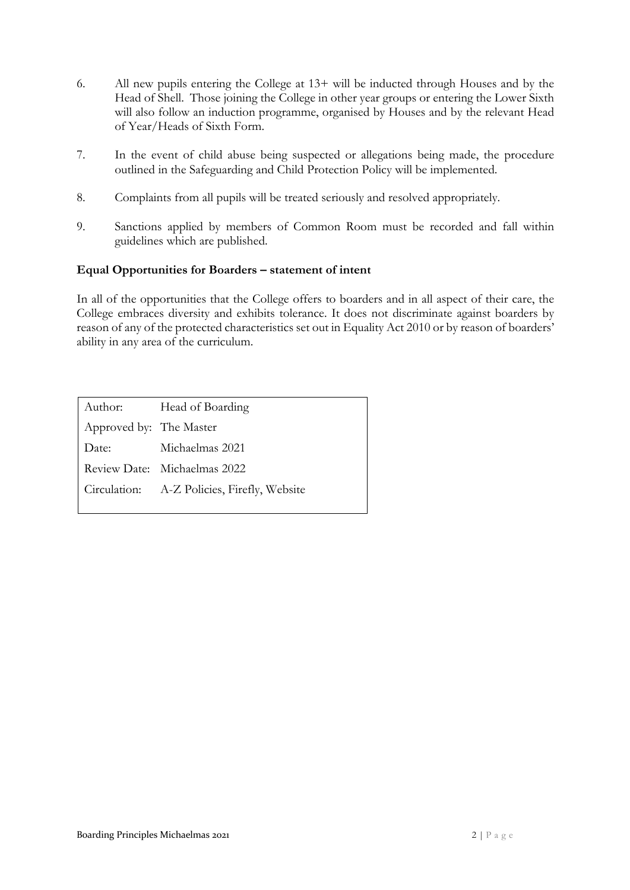6. All new pupils entering the College at 13+ will be inducted through Houses and by the Head of Shell. Those joining the College in other year groups or entering the Lower Sixth will also follow an induction programme, organised by Houses and by the relevant Head of Year/Heads of Sixth Form.

7. In the event of child abuse being suspected or allegations being made, the procedure outlined in the Safeguarding and Child Protection Policy will be implemented.

8. Complaints from all pupils will be treated seriously and resolved appropriately.

9. Sanctions applied by members of Common Room must be recorded and fall within guidelines which are published.

**Equal Opportunities for Boarders – statement of intent**

In all of the opportunities that the College offers to boarders and in all aspect of their care, the College embraces diversity and exhibits tolerance. It does not discriminate against boarders by reason of any of the protected characteristics set out in Equality Act 2010 or by reason of boarders' ability in any area of the curriculum.

| | |
|---|---|
| Author: | Head of Boarding |
| Approved by: | The Master |
| Date: | Michaelmas 2021 |
| Review Date: | Michaelmas 2022 |
| Circulation: | A-Z Policies, Firefly, Website |